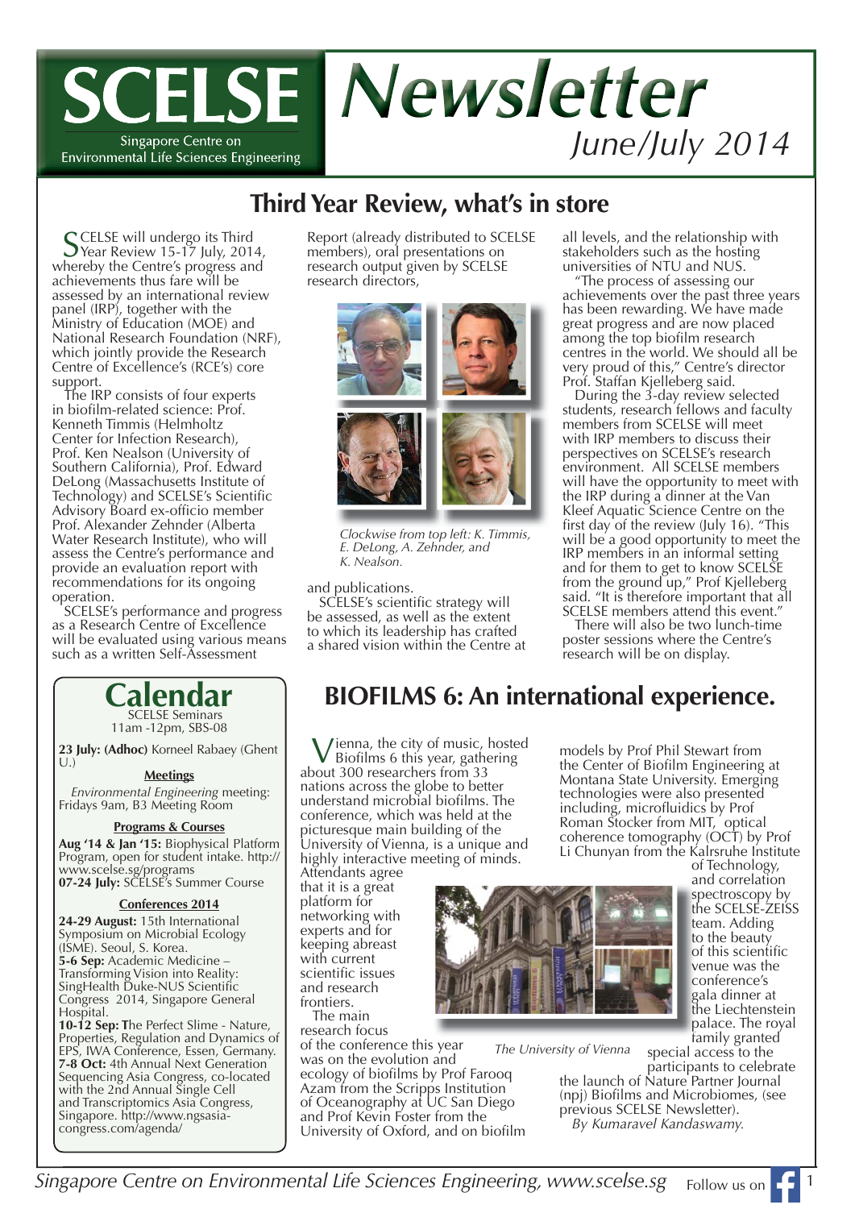# SCELSE Newsletter

Singapore Centre on Environmental Life Sciences Engineering

*June/July 2014*

## Third Year Review, what's in store

SCELSE will undergo its Third Year Review 15-17 July, 2014, whereby the Centre's progress and achievements thus fare will be assessed by an international review panel (IRP), together with the Ministry of Education (MOE) and National Research Foundation (NRF), which jointly provide the Research Centre of Excellence's (RCE's) core support.

The IRP consists of four experts in biofilm-related science: Prof. Kenneth Timmis (Helmholtz Center for Infection Research), Prof. Ken Nealson (University of Southern California), Prof. Edward DeLong (Massachusetts Institute of Technology) and SCELSE's Scientific Advisory Board ex-officio member Prof. Alexander Zehnder (Alberta Water Research Institute), who will assess the Centre's performance and provide an evaluation report with recommendations for its ongoing operation.

SCELSE's performance and progress as a Research Centre of Excellence will be evaluated using various means such as a written Self-Assessment Report (already distributed to SCELSE members), oral presentations on research output given by SCELSE research directors, and publications.

*Clockwise from top left: K. Timmis, E. DeLong, A. Zehnder, and K. Nealson.*

SCELSE's scientific strategy will be assessed, as well as the extent to which its leadership has crafted a shared vision within the Centre at all levels, and the relationship with stakeholders such as the hosting universities of NTU and NUS.

"The process of assessing our achievements over the past three years has been rewarding. We have made great progress and are now placed among the top biofilm research centres in the world. We should all be very proud of this," Centre's director Prof. Staffan Kjelleberg said.

During the 3-day review selected students, research fellows and faculty members from SCELSE will meet with IRP members to discuss their perspectives on SCELSE's research environment. All SCELSE members will have the opportunity to meet with the IRP during a dinner at the Van Kleef Aquatic Science Centre on the first day of the review (July 16). "This will be a good opportunity to meet the IRP members in an informal setting and for them to get to know SCELSE from the ground up," Prof Kjelleberg said. "It is therefore important that all SCELSE members attend this event."

There will also be two lunch-time poster sessions where the Centre's research will be on display.

## Calendar

SCELSE Seminars
11am -12pm, SBS-08

**23 July: (Adhoc)** Korneel Rabaey (Ghent U.)

### Meetings

*Environmental Engineering* meeting: Fridays 9am, B3 Meeting Room

### Programs & Courses

**Aug '14 & Jan '15:** Biophysical Platform Program, open for student intake. http://www.scelse.sg/programs
**07-24 July:** SCELSE's Summer Course

### Conferences 2014

**24-29 August:** 15th International Symposium on Microbial Ecology (ISME). Seoul, S. Korea.
**5-6 Sep:** Academic Medicine – Transforming Vision into Reality: SingHealth Duke-NUS Scientific Congress 2014, Singapore General Hospital.
**10-12 Sep: T**he Perfect Slime - Nature, Properties, Regulation and Dynamics of EPS, IWA Conference, Essen, Germany.
**7-8 Oct:** 4th Annual Next Generation Sequencing Asia Congress, co-located with the 2nd Annual Single Cell and Transcriptomics Asia Congress, Singapore. http://www.ngsasia-congress.com/agenda/

## BIOFILMS 6: An international experience.

Vienna, the city of music, hosted Biofilms 6 this year, gathering about 300 researchers from 33 nations across the globe to better understand microbial biofilms. The conference, which was held at the picturesque main building of the University of Vienna, is a unique and highly interactive meeting of minds. Attendants agree that it is a great platform for networking with experts and for keeping abreast with current scientific issues and research frontiers.

The main research focus of the conference this year was on the evolution and ecology of biofilms by Prof Farooq Azam from the Scripps Institution of Oceanography at UC San Diego and Prof Kevin Foster from the University of Oxford, and on biofilm models by Prof Phil Stewart from the Center of Biofilm Engineering at Montana State University. Emerging technologies were also presented including, microfluidics by Prof Roman Stocker from MIT, optical coherence tomography (OCT) by Prof Li Chunyan from the Kalrsruhe Institute of Technology, and correlation spectroscopy by the SCELSE-ZEISS team. Adding to the beauty of this scientific venue was the conference's gala dinner at the Liechtenstein palace. The royal family granted special access to the participants to celebrate the launch of Nature Partner Journal (npj) Biofilms and Microbiomes, (see previous SCELSE Newsletter).

*The University of Vienna*

*By Kumaravel Kandaswamy.*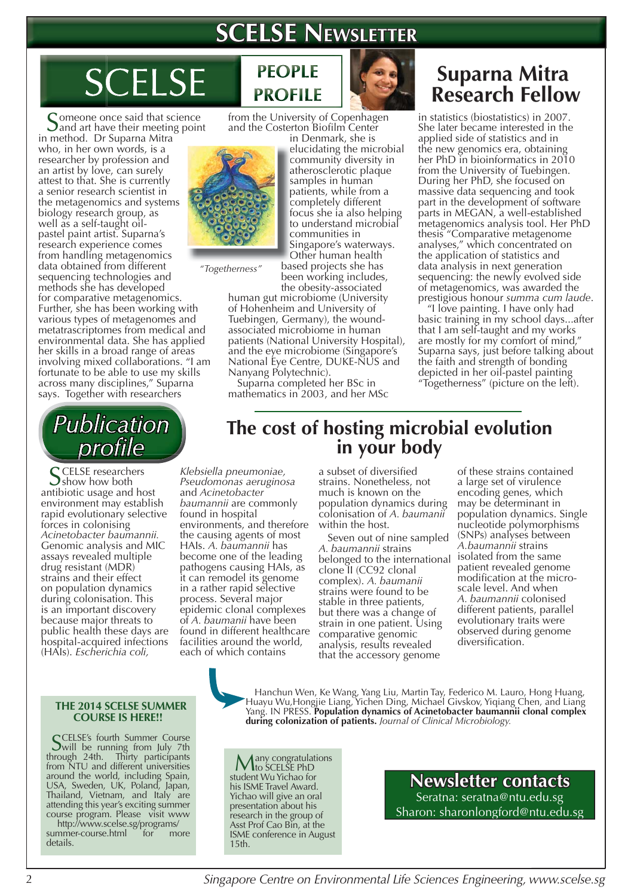# SCELSE Newsletter

## SCELSE PEOPLE PROFILE

## Suparna Mitra Research Fellow

Someone once said that science and art have their meeting point in method. Dr Suparna Mitra who, in her own words, is a researcher by profession and an artist by love, can surely attest to that. She is currently a senior research scientist in the metagenomics and systems biology research group, as well as a self-taught oil-pastel paint artist. Suparna's research experience comes from handling metagenomics data obtained from different sequencing technologies and methods she has developed for comparative metagenomics. Further, she has been working with various types of metagenomes and metatrascriptomes from medical and environmental data. She has applied her skills in a broad range of areas involving mixed collaborations. "I am fortunate to be able to use my skills across many disciplines," Suparna says. Together with researchers from the University of Copenhagen and the Costerton Biofilm Center in Denmark, she is elucidating the microbial community diversity in atherosclerotic plaque samples in human patients, while from a completely different focus she ia also helping to understand microbial communities in Singapore's waterways. Other human health based projects she has been working includes, the obesity-associated human gut microbiome (University of Hohenheim and University of Tuebingen, Germany), the wound-associated microbiome in human patients (National University Hospital), and the eye microbiome (Singapore's National Eye Centre, DUKE-NUS and Nanyang Polytechnic).

*"Togetherness"*

Suparna completed her BSc in mathematics in 2003, and her MSc in statistics (biostatistics) in 2007. She later became interested in the applied side of statistics and in the new genomics era, obtaining her PhD in bioinformatics in 2010 from the University of Tuebingen. During her PhD, she focused on massive data sequencing and took part in the development of software parts in MEGAN, a well-established metagenomics analysis tool. Her PhD thesis "Comparative metagenome analyses," which concentrated on the application of statistics and data analysis in next generation sequencing: the newly evolved side of metagenomics, was awarded the prestigious honour *summa cum laude*.

"I love painting. I have only had basic training in my school days...after that I am self-taught and my works are mostly for my comfort of mind," Suparna says, just before talking about the faith and strength of bonding depicted in her oil-pastel painting "Togetherness" (picture on the left).

## Publication profile

## The cost of hosting microbial evolution in your body

SCELSE researchers show how both antibiotic usage and host environment may establish rapid evolutionary selective forces in colonising *Acinetobacter baumannii.* Genomic analysis and MIC assays revealed multiple drug resistant (MDR) strains and their effect on population dynamics during colonisation. This is an important discovery because major threats to public health these days are hospital-acquired infections (HAIs). *Escherichia coli, Klebsiella pneumoniae, Pseudomonas aeruginosa* and *Acinetobacter baumannii* are commonly found in hospital environments, and therefore the causing agents of most HAIs. *A. baumannii* has become one of the leading pathogens causing HAIs, as it can remodel its genome in a rather rapid selective process. Several major epidemic clonal complexes of *A. baumanii* have been found in different healthcare facilities around the world, each of which contains a subset of diversified strains. Nonetheless, not much is known on the population dynamics during colonisation of *A. baumanii* within the host.

Seven out of nine sampled *A. baumannii* strains belonged to the international clone II (CC92 clonal complex). *A. baumanii* strains were found to be stable in three patients, but there was a change of strain in one patient. Using comparative genomic analysis, results revealed that the accessory genome of these strains contained a large set of virulence encoding genes, which may be determinant in population dynamics. Single nucleotide polymorphisms (SNPs) analyses between *A.baumannii* strains isolated from the same patient revealed genome modification at the micro-scale level. And when *A. baumannii* colonised different patients, parallel evolutionary traits were observed during genome diversification.

Hanchun Wen, Ke Wang, Yang Liu, Martin Tay, Federico M. Lauro, Hong Huang, Huayu Wu,Hongjie Liang, Yichen Ding, Michael Givskov, Yiqiang Chen, and Liang Yang. IN PRESS. **Population dynamics of Acinetobacter baumannii clonal complex during colonization of patients.** *Journal of Clinical Microbiology.*

### THE 2014 SCELSE SUMMER COURSE IS HERE!!

SCELSE's fourth Summer Course will be running from July 7th through 24th. Thirty participants from NTU and different universities around the world, including Spain, USA, Sweden, UK, Poland, Japan, Thailand, Vietnam, and Italy are attending this year's exciting summer course program. Please visit www http://www.scelse.sg/programs/summer-course.html for more details.

Many congratulations to SCELSE PhD student Wu Yichao for his ISME Travel Award. Yichao will give an oral presentation about his research in the group of Asst Prof Cao Bin, at the ISME conference in August 15th.

### Newsletter contacts

Seratna: seratna@ntu.edu.sg
Sharon: sharonlongford@ntu.edu.sg